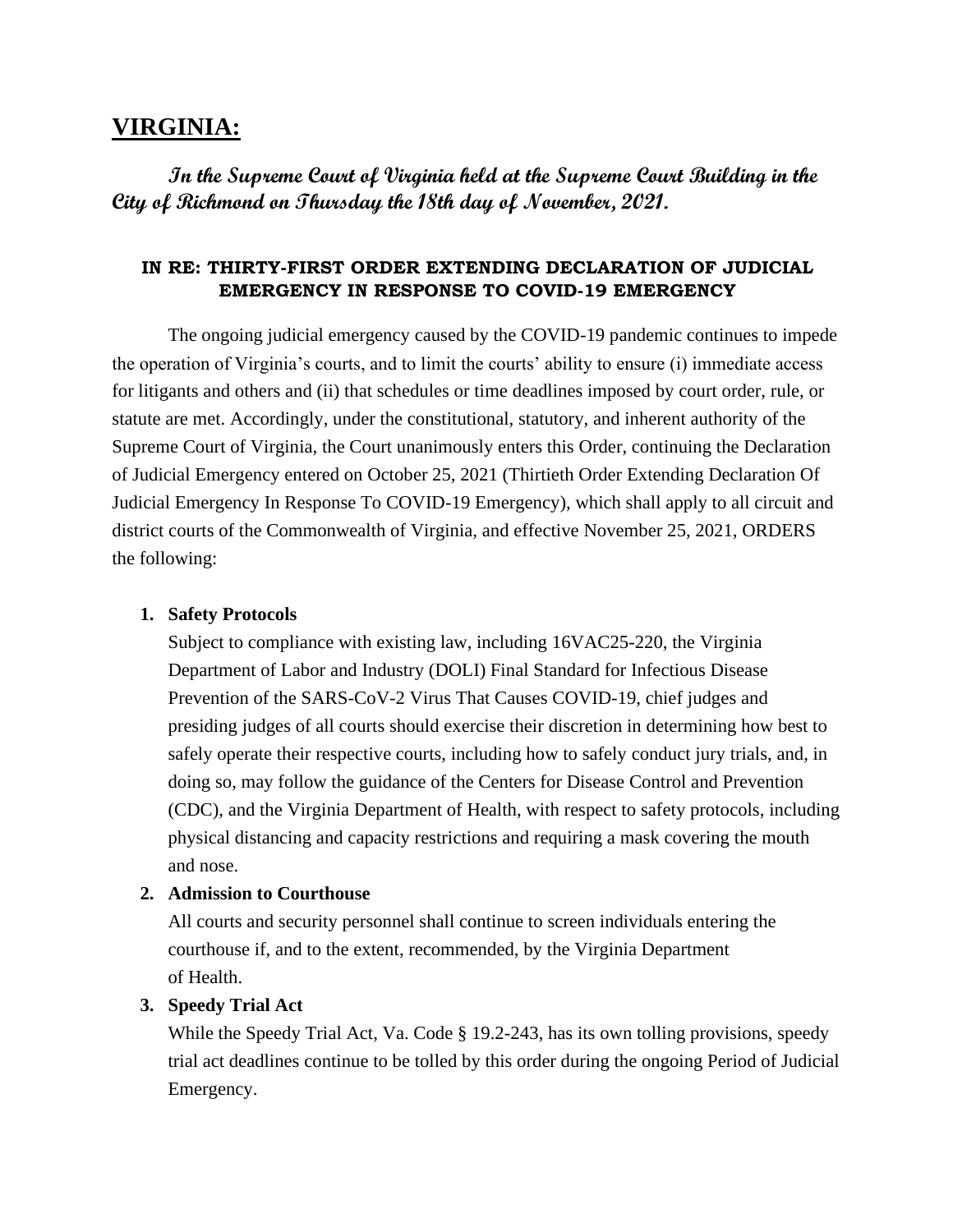# VIRGINIA:

***In the Supreme Court of Virginia held at the Supreme Court Building in the City of Richmond on Thursday the 18th day of November, 2021.***

**IN RE: THIRTY-FIRST ORDER EXTENDING DECLARATION OF JUDICIAL EMERGENCY IN RESPONSE TO COVID-19 EMERGENCY**

The ongoing judicial emergency caused by the COVID-19 pandemic continues to impede the operation of Virginia's courts, and to limit the courts' ability to ensure (i) immediate access for litigants and others and (ii) that schedules or time deadlines imposed by court order, rule, or statute are met. Accordingly, under the constitutional, statutory, and inherent authority of the Supreme Court of Virginia, the Court unanimously enters this Order, continuing the Declaration of Judicial Emergency entered on October 25, 2021 (Thirtieth Order Extending Declaration Of Judicial Emergency In Response To COVID-19 Emergency), which shall apply to all circuit and district courts of the Commonwealth of Virginia, and effective November 25, 2021, ORDERS the following:

1. **Safety Protocols**
   Subject to compliance with existing law, including 16VAC25-220, the Virginia Department of Labor and Industry (DOLI) Final Standard for Infectious Disease Prevention of the SARS-CoV-2 Virus That Causes COVID-19, chief judges and presiding judges of all courts should exercise their discretion in determining how best to safely operate their respective courts, including how to safely conduct jury trials, and, in doing so, may follow the guidance of the Centers for Disease Control and Prevention (CDC), and the Virginia Department of Health, with respect to safety protocols, including physical distancing and capacity restrictions and requiring a mask covering the mouth and nose.

2. **Admission to Courthouse**
   All courts and security personnel shall continue to screen individuals entering the courthouse if, and to the extent, recommended, by the Virginia Department of Health.

3. **Speedy Trial Act**
   While the Speedy Trial Act, Va. Code § 19.2-243, has its own tolling provisions, speedy trial act deadlines continue to be tolled by this order during the ongoing Period of Judicial Emergency.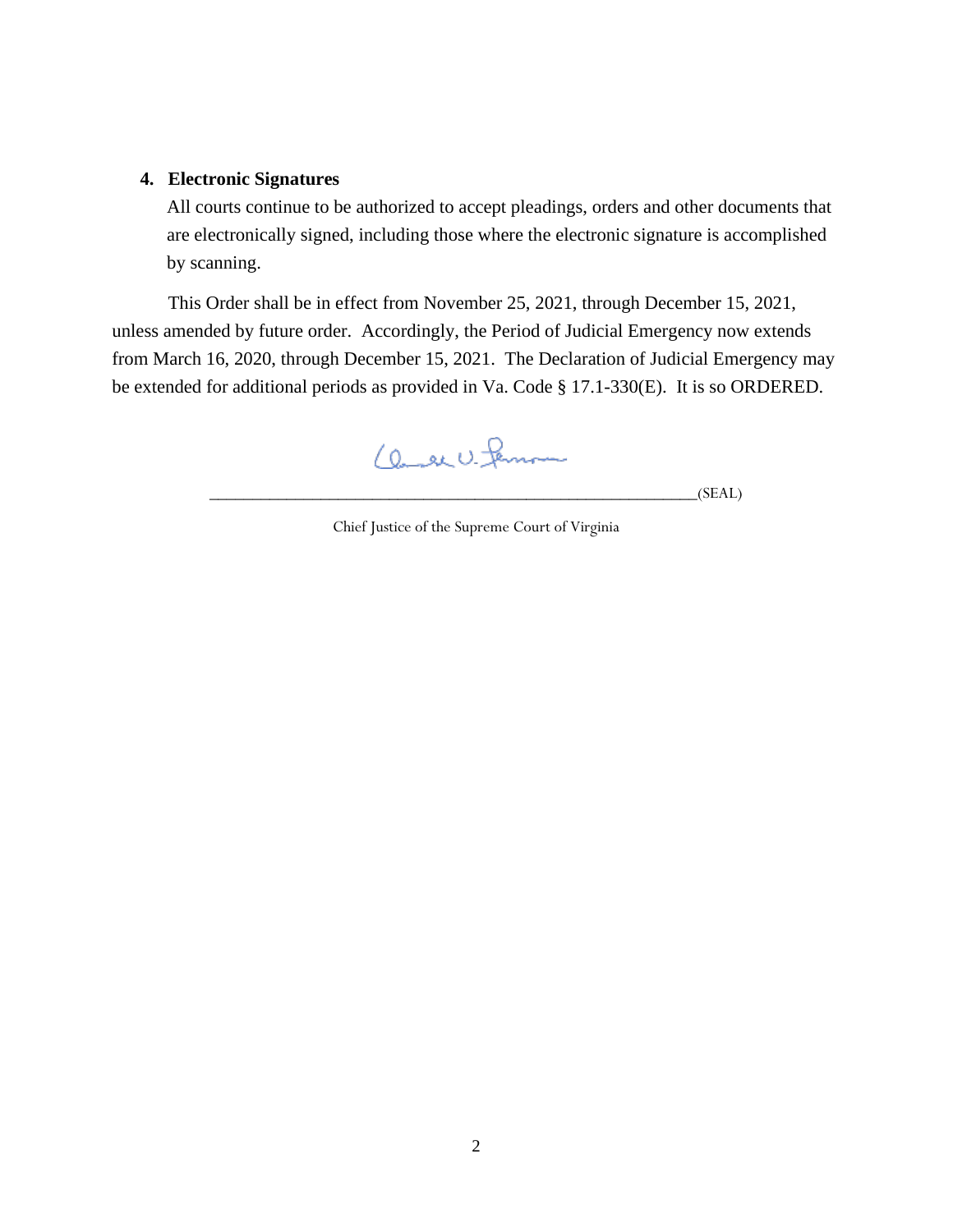**4. Electronic Signatures**

All courts continue to be authorized to accept pleadings, orders and other documents that are electronically signed, including those where the electronic signature is accomplished by scanning.

This Order shall be in effect from November 25, 2021, through December 15, 2021, unless amended by future order. Accordingly, the Period of Judicial Emergency now extends from March 16, 2020, through December 15, 2021. The Declaration of Judicial Emergency may be extended for additional periods as provided in Va. Code § 17.1-330(E). It is so ORDERED.

_______________________________________________(SEAL)

Chief Justice of the Supreme Court of Virginia